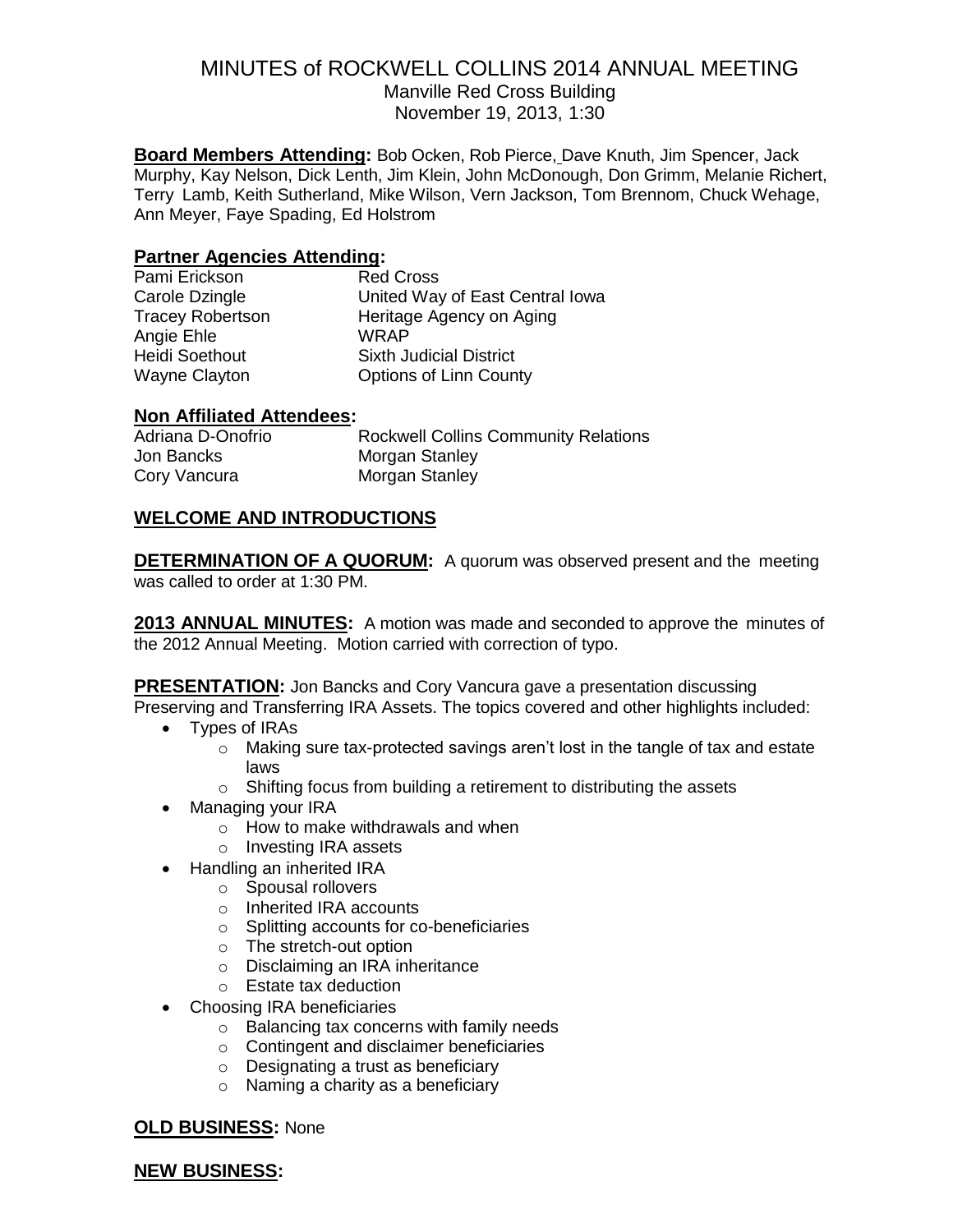# MINUTES of ROCKWELL COLLINS 2014 ANNUAL MEETING

Manville Red Cross Building
November 19, 2013, 1:30

**Board Members Attending:** Bob Ocken, Rob Pierce, Dave Knuth, Jim Spencer, Jack Murphy, Kay Nelson, Dick Lenth, Jim Klein, John McDonough, Don Grimm, Melanie Richert, Terry Lamb, Keith Sutherland, Mike Wilson, Vern Jackson, Tom Brennom, Chuck Wehage, Ann Meyer, Faye Spading, Ed Holstrom

**Partner Agencies Attending:**

| | |
|---|---|
| Pami Erickson | Red Cross |
| Carole Dzingle | United Way of East Central Iowa |
| Tracey Robertson | Heritage Agency on Aging |
| Angie Ehle | WRAP |
| Heidi Soethout | Sixth Judicial District |
| Wayne Clayton | Options of Linn County |

**Non Affiliated Attendees:**

| | |
|---|---|
| Adriana D-Onofrio | Rockwell Collins Community Relations |
| Jon Bancks | Morgan Stanley |
| Cory Vancura | Morgan Stanley |

## WELCOME AND INTRODUCTIONS

**DETERMINATION OF A QUORUM:** A quorum was observed present and the meeting was called to order at 1:30 PM.

**2013 ANNUAL MINUTES:** A motion was made and seconded to approve the minutes of the 2012 Annual Meeting. Motion carried with correction of typo.

**PRESENTATION:** Jon Bancks and Cory Vancura gave a presentation discussing Preserving and Transferring IRA Assets. The topics covered and other highlights included:

- Types of IRAs
  - Making sure tax-protected savings aren't lost in the tangle of tax and estate laws
  - Shifting focus from building a retirement to distributing the assets
- Managing your IRA
  - How to make withdrawals and when
  - Investing IRA assets
- Handling an inherited IRA
  - Spousal rollovers
  - Inherited IRA accounts
  - Splitting accounts for co-beneficiaries
  - The stretch-out option
  - Disclaiming an IRA inheritance
  - Estate tax deduction
- Choosing IRA beneficiaries
  - Balancing tax concerns with family needs
  - Contingent and disclaimer beneficiaries
  - Designating a trust as beneficiary
  - Naming a charity as a beneficiary

## OLD BUSINESS: None

## NEW BUSINESS: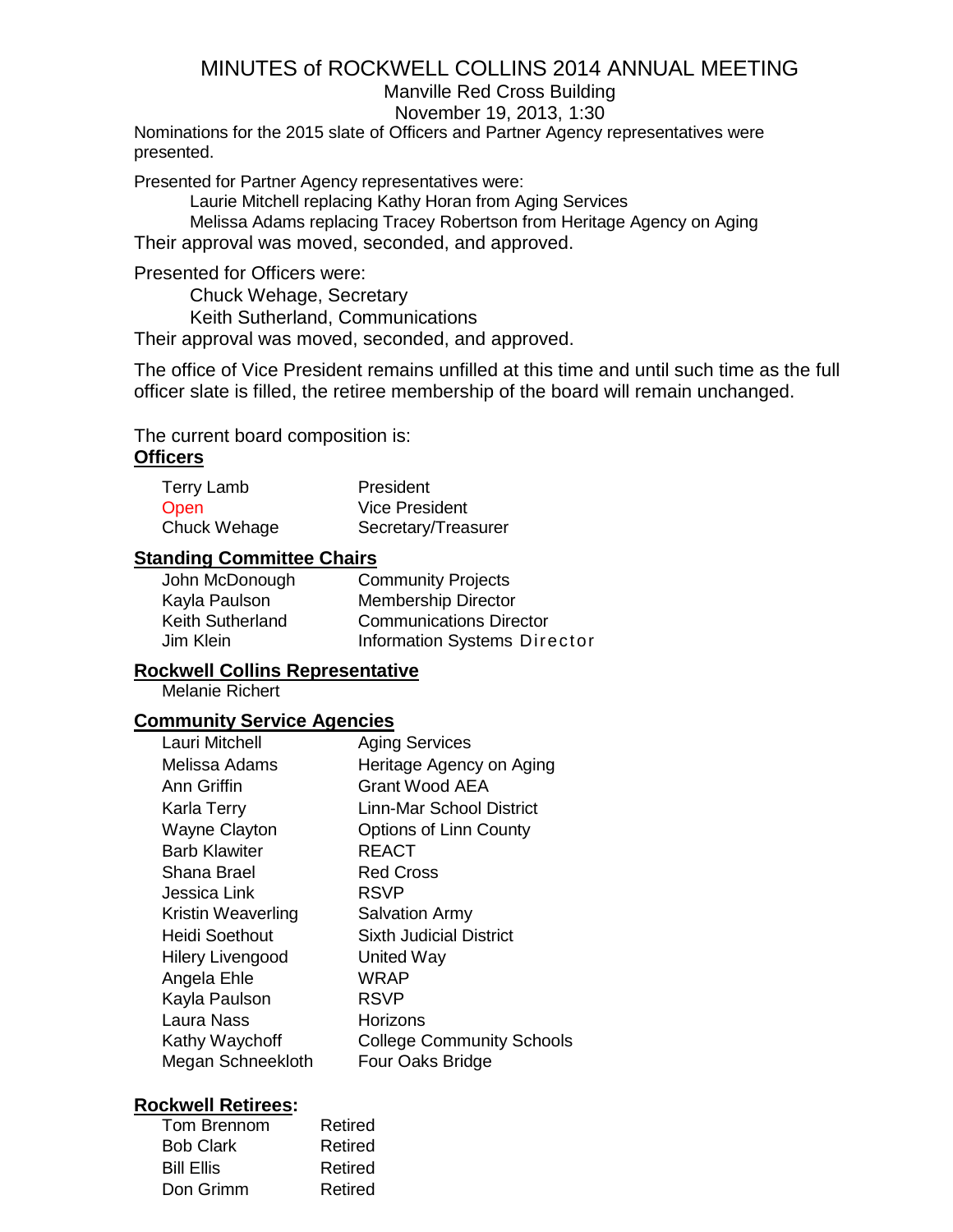# MINUTES of ROCKWELL COLLINS 2014 ANNUAL MEETING

Manville Red Cross Building

November 19, 2013, 1:30

Nominations for the 2015 slate of Officers and Partner Agency representatives were presented.

Presented for Partner Agency representatives were:

Laurie Mitchell replacing Kathy Horan from Aging Services

Melissa Adams replacing Tracey Robertson from Heritage Agency on Aging

Their approval was moved, seconded, and approved.

Presented for Officers were:

Chuck Wehage, Secretary

Keith Sutherland, Communications

Their approval was moved, seconded, and approved.

The office of Vice President remains unfilled at this time and until such time as the full officer slate is filled, the retiree membership of the board will remain unchanged.

The current board composition is:

**Officers**

| | |
|---|---|
| Terry Lamb | President |
| Open | Vice President |
| Chuck Wehage | Secretary/Treasurer |

**Standing Committee Chairs**

| | |
|---|---|
| John McDonough | Community Projects |
| Kayla Paulson | Membership Director |
| Keith Sutherland | Communications Director |
| Jim Klein | Information Systems Director |

**Rockwell Collins Representative**

Melanie Richert

**Community Service Agencies**

| | |
|---|---|
| Lauri Mitchell | Aging Services |
| Melissa Adams | Heritage Agency on Aging |
| Ann Griffin | Grant Wood AEA |
| Karla Terry | Linn-Mar School District |
| Wayne Clayton | Options of Linn County |
| Barb Klawiter | REACT |
| Shana Brael | Red Cross |
| Jessica Link | RSVP |
| Kristin Weaverling | Salvation Army |
| Heidi Soethout | Sixth Judicial District |
| Hilery Livengood | United Way |
| Angela Ehle | WRAP |
| Kayla Paulson | RSVP |
| Laura Nass | Horizons |
| Kathy Waychoff | College Community Schools |
| Megan Schneekloth | Four Oaks Bridge |

**Rockwell Retirees:**

| | |
|---|---|
| Tom Brennom | Retired |
| Bob Clark | Retired |
| Bill Ellis | Retired |
| Don Grimm | Retired |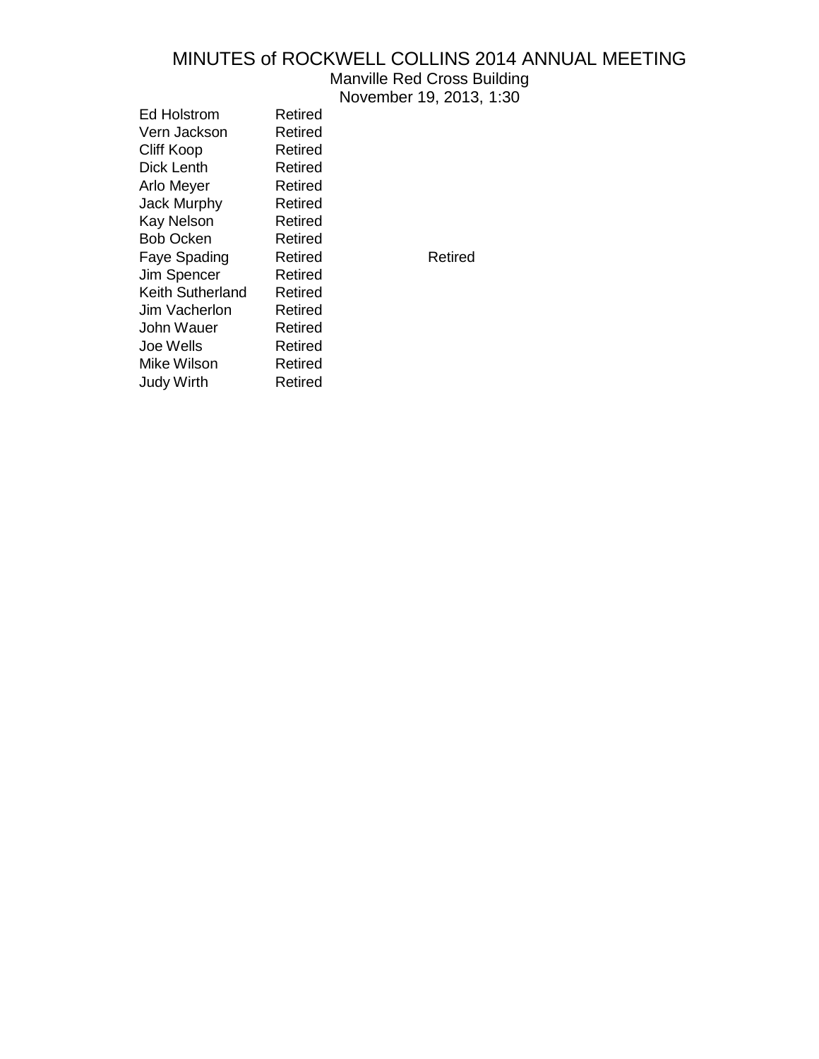# MINUTES of ROCKWELL COLLINS 2014 ANNUAL MEETING

Manville Red Cross Building

November 19, 2013, 1:30

| | | |
|---|---|---|
| Ed Holstrom | Retired | |
| Vern Jackson | Retired | |
| Cliff Koop | Retired | |
| Dick Lenth | Retired | |
| Arlo Meyer | Retired | |
| Jack Murphy | Retired | |
| Kay Nelson | Retired | |
| Bob Ocken | Retired | |
| Faye Spading | Retired | Retired |
| Jim Spencer | Retired | |
| Keith Sutherland | Retired | |
| Jim Vacherlon | Retired | |
| John Wauer | Retired | |
| Joe Wells | Retired | |
| Mike Wilson | Retired | |
| Judy Wirth | Retired | |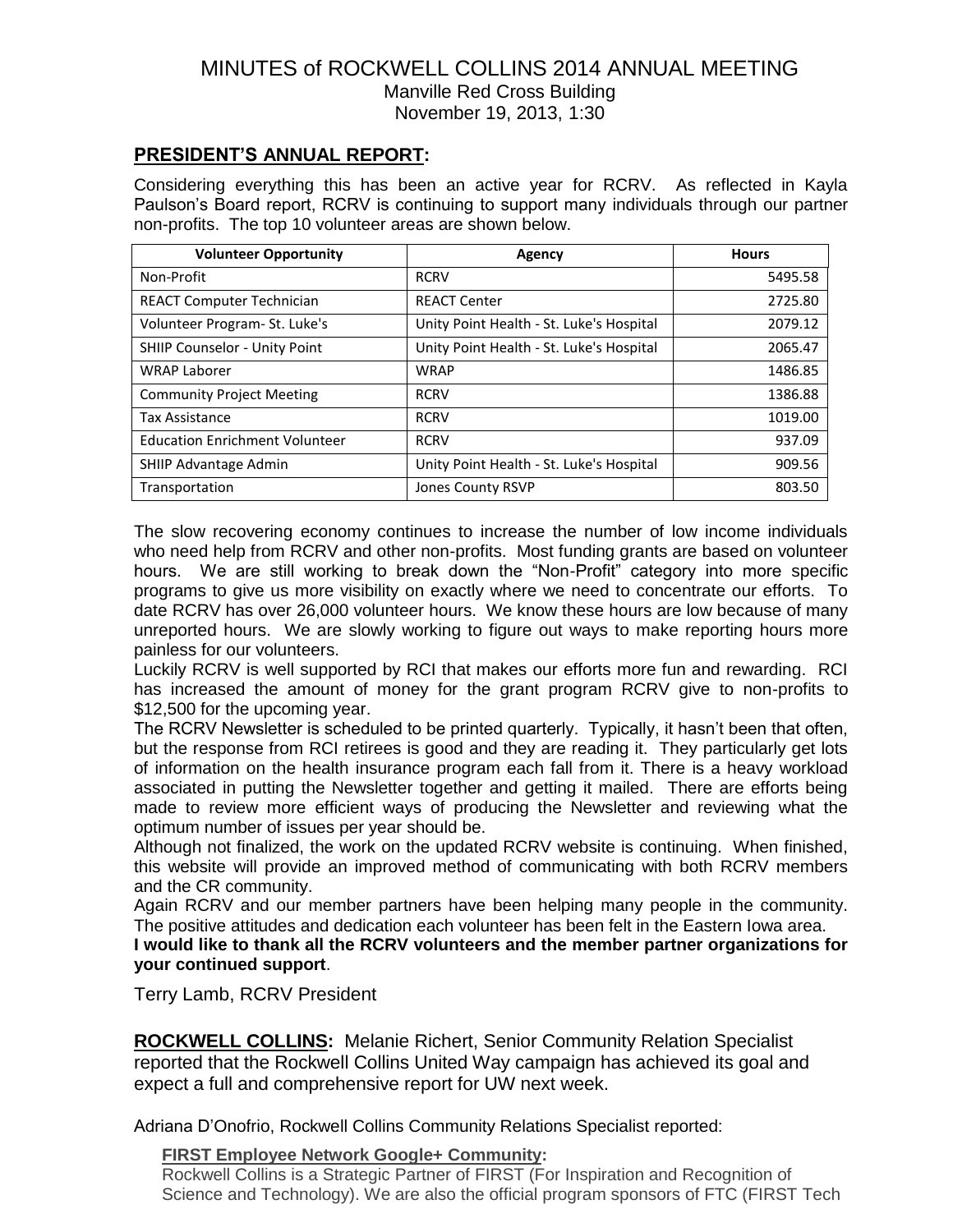MINUTES of ROCKWELL COLLINS 2014 ANNUAL MEETING
Manville Red Cross Building
November 19, 2013, 1:30

## PRESIDENT'S ANNUAL REPORT:

Considering everything this has been an active year for RCRV. As reflected in Kayla Paulson's Board report, RCRV is continuing to support many individuals through our partner non-profits. The top 10 volunteer areas are shown below.

| Volunteer Opportunity | Agency | Hours |
|---|---|---|
| Non-Profit | RCRV | 5495.58 |
| REACT Computer Technician | REACT Center | 2725.80 |
| Volunteer Program- St. Luke's | Unity Point Health - St. Luke's Hospital | 2079.12 |
| SHIIP Counselor - Unity Point | Unity Point Health - St. Luke's Hospital | 2065.47 |
| WRAP Laborer | WRAP | 1486.85 |
| Community Project Meeting | RCRV | 1386.88 |
| Tax Assistance | RCRV | 1019.00 |
| Education Enrichment Volunteer | RCRV | 937.09 |
| SHIIP Advantage Admin | Unity Point Health - St. Luke's Hospital | 909.56 |
| Transportation | Jones County RSVP | 803.50 |

The slow recovering economy continues to increase the number of low income individuals who need help from RCRV and other non-profits. Most funding grants are based on volunteer hours. We are still working to break down the "Non-Profit" category into more specific programs to give us more visibility on exactly where we need to concentrate our efforts. To date RCRV has over 26,000 volunteer hours. We know these hours are low because of many unreported hours. We are slowly working to figure out ways to make reporting hours more painless for our volunteers.

Luckily RCRV is well supported by RCI that makes our efforts more fun and rewarding. RCI has increased the amount of money for the grant program RCRV give to non-profits to $12,500 for the upcoming year.

The RCRV Newsletter is scheduled to be printed quarterly. Typically, it hasn't been that often, but the response from RCI retirees is good and they are reading it. They particularly get lots of information on the health insurance program each fall from it. There is a heavy workload associated in putting the Newsletter together and getting it mailed. There are efforts being made to review more efficient ways of producing the Newsletter and reviewing what the optimum number of issues per year should be.

Although not finalized, the work on the updated RCRV website is continuing. When finished, this website will provide an improved method of communicating with both RCRV members and the CR community.

Again RCRV and our member partners have been helping many people in the community. The positive attitudes and dedication each volunteer has been felt in the Eastern Iowa area.

**I would like to thank all the RCRV volunteers and the member partner organizations for your continued support**.

Terry Lamb, RCRV President

**ROCKWELL COLLINS:** Melanie Richert, Senior Community Relation Specialist reported that the Rockwell Collins United Way campaign has achieved its goal and expect a full and comprehensive report for UW next week.

Adriana D'Onofrio, Rockwell Collins Community Relations Specialist reported:

**FIRST Employee Network Google+ Community:**

Rockwell Collins is a Strategic Partner of FIRST (For Inspiration and Recognition of Science and Technology). We are also the official program sponsors of FTC (FIRST Tech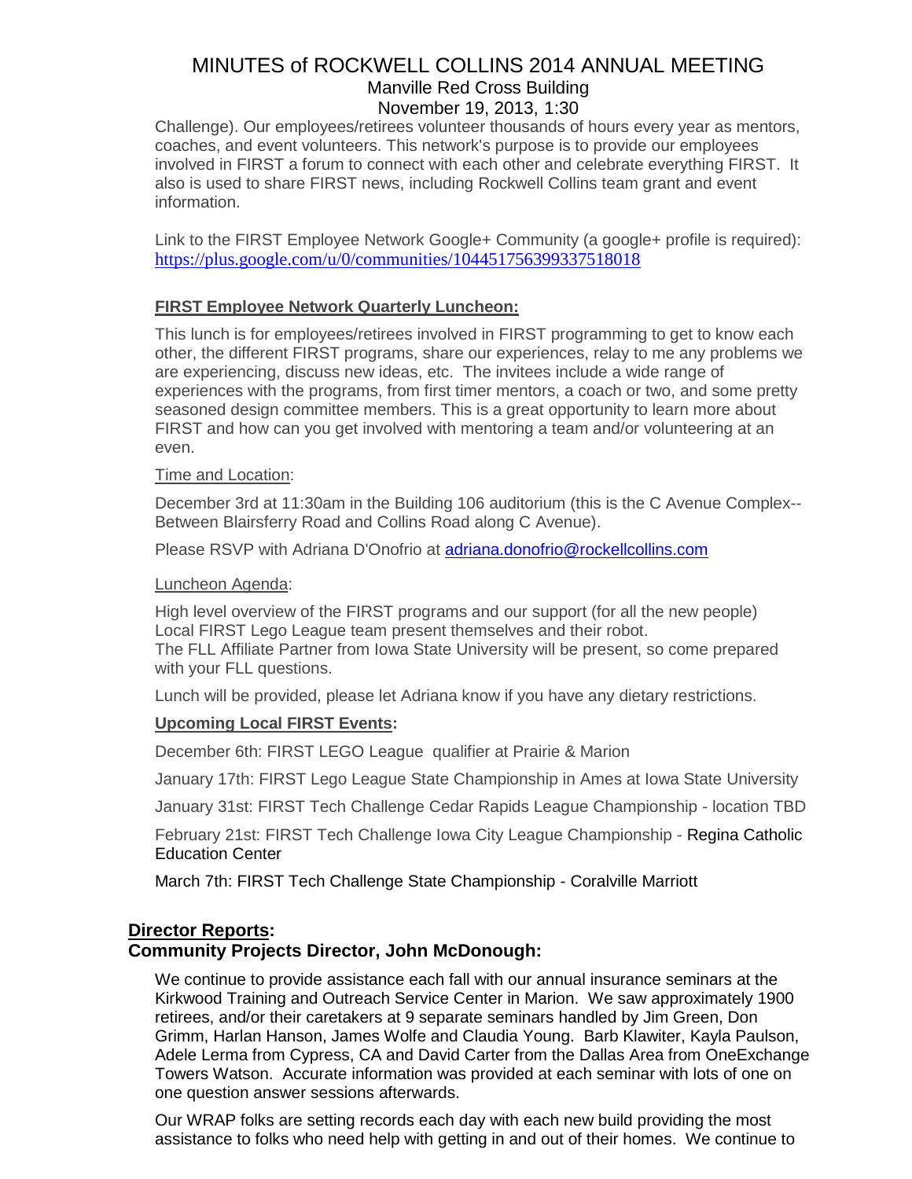Challenge). Our employees/retirees volunteer thousands of hours every year as mentors, coaches, and event volunteers. This network's purpose is to provide our employees involved in FIRST a forum to connect with each other and celebrate everything FIRST. It also is used to share FIRST news, including Rockwell Collins team grant and event information.

Link to the FIRST Employee Network Google+ Community (a google+ profile is required): https://plus.google.com/u/0/communities/104451756399337518018

**FIRST Employee Network Quarterly Luncheon:**

This lunch is for employees/retirees involved in FIRST programming to get to know each other, the different FIRST programs, share our experiences, relay to me any problems we are experiencing, discuss new ideas, etc. The invitees include a wide range of experiences with the programs, from first timer mentors, a coach or two, and some pretty seasoned design committee members. This is a great opportunity to learn more about FIRST and how can you get involved with mentoring a team and/or volunteering at an even.

Time and Location:

December 3rd at 11:30am in the Building 106 auditorium (this is the C Avenue Complex--Between Blairsferry Road and Collins Road along C Avenue).

Please RSVP with Adriana D'Onofrio at adriana.donofrio@rockellcollins.com

Luncheon Agenda:

High level overview of the FIRST programs and our support (for all the new people)
Local FIRST Lego League team present themselves and their robot.
The FLL Affiliate Partner from Iowa State University will be present, so come prepared with your FLL questions.

Lunch will be provided, please let Adriana know if you have any dietary restrictions.

**Upcoming Local FIRST Events:**

December 6th: FIRST LEGO League qualifier at Prairie & Marion

January 17th: FIRST Lego League State Championship in Ames at Iowa State University

January 31st: FIRST Tech Challenge Cedar Rapids League Championship - location TBD

February 21st: FIRST Tech Challenge Iowa City League Championship - Regina Catholic Education Center

March 7th: FIRST Tech Challenge State Championship - Coralville Marriott

## Director Reports:

### Community Projects Director, John McDonough:

We continue to provide assistance each fall with our annual insurance seminars at the Kirkwood Training and Outreach Service Center in Marion. We saw approximately 1900 retirees, and/or their caretakers at 9 separate seminars handled by Jim Green, Don Grimm, Harlan Hanson, James Wolfe and Claudia Young. Barb Klawiter, Kayla Paulson, Adele Lerma from Cypress, CA and David Carter from the Dallas Area from OneExchange Towers Watson. Accurate information was provided at each seminar with lots of one on one question answer sessions afterwards.

Our WRAP folks are setting records each day with each new build providing the most assistance to folks who need help with getting in and out of their homes. We continue to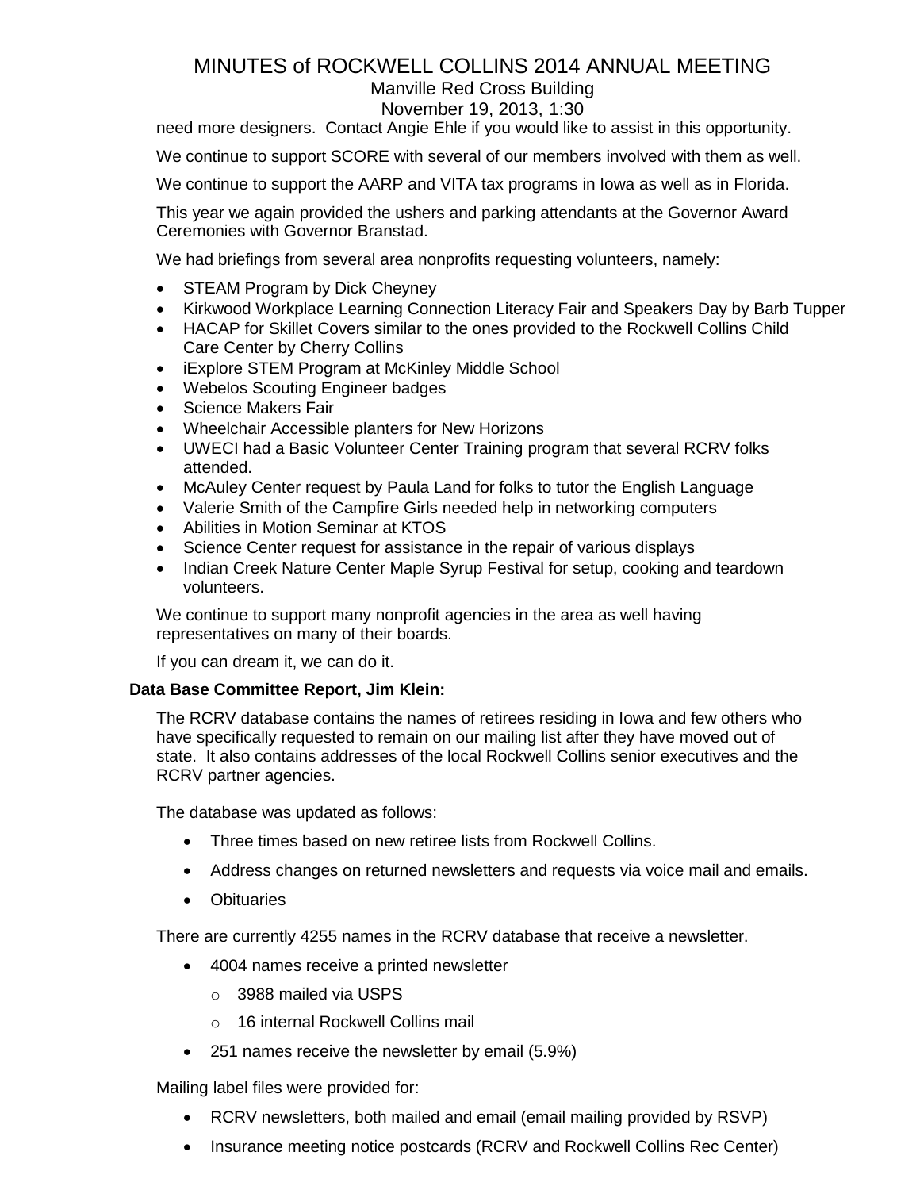need more designers. Contact Angie Ehle if you would like to assist in this opportunity.

We continue to support SCORE with several of our members involved with them as well.

We continue to support the AARP and VITA tax programs in Iowa as well as in Florida.

This year we again provided the ushers and parking attendants at the Governor Award Ceremonies with Governor Branstad.

We had briefings from several area nonprofits requesting volunteers, namely:

- STEAM Program by Dick Cheyney
- Kirkwood Workplace Learning Connection Literacy Fair and Speakers Day by Barb Tupper
- HACAP for Skillet Covers similar to the ones provided to the Rockwell Collins Child Care Center by Cherry Collins
- iExplore STEM Program at McKinley Middle School
- Webelos Scouting Engineer badges
- Science Makers Fair
- Wheelchair Accessible planters for New Horizons
- UWECI had a Basic Volunteer Center Training program that several RCRV folks attended.
- McAuley Center request by Paula Land for folks to tutor the English Language
- Valerie Smith of the Campfire Girls needed help in networking computers
- Abilities in Motion Seminar at KTOS
- Science Center request for assistance in the repair of various displays
- Indian Creek Nature Center Maple Syrup Festival for setup, cooking and teardown volunteers.

We continue to support many nonprofit agencies in the area as well having representatives on many of their boards.

If you can dream it, we can do it.

**Data Base Committee Report, Jim Klein:**

The RCRV database contains the names of retirees residing in Iowa and few others who have specifically requested to remain on our mailing list after they have moved out of state. It also contains addresses of the local Rockwell Collins senior executives and the RCRV partner agencies.

The database was updated as follows:

- Three times based on new retiree lists from Rockwell Collins.
- Address changes on returned newsletters and requests via voice mail and emails.
- Obituaries

There are currently 4255 names in the RCRV database that receive a newsletter.

- 4004 names receive a printed newsletter
  - 3988 mailed via USPS
  - 16 internal Rockwell Collins mail
- 251 names receive the newsletter by email (5.9%)

Mailing label files were provided for:

- RCRV newsletters, both mailed and email (email mailing provided by RSVP)
- Insurance meeting notice postcards (RCRV and Rockwell Collins Rec Center)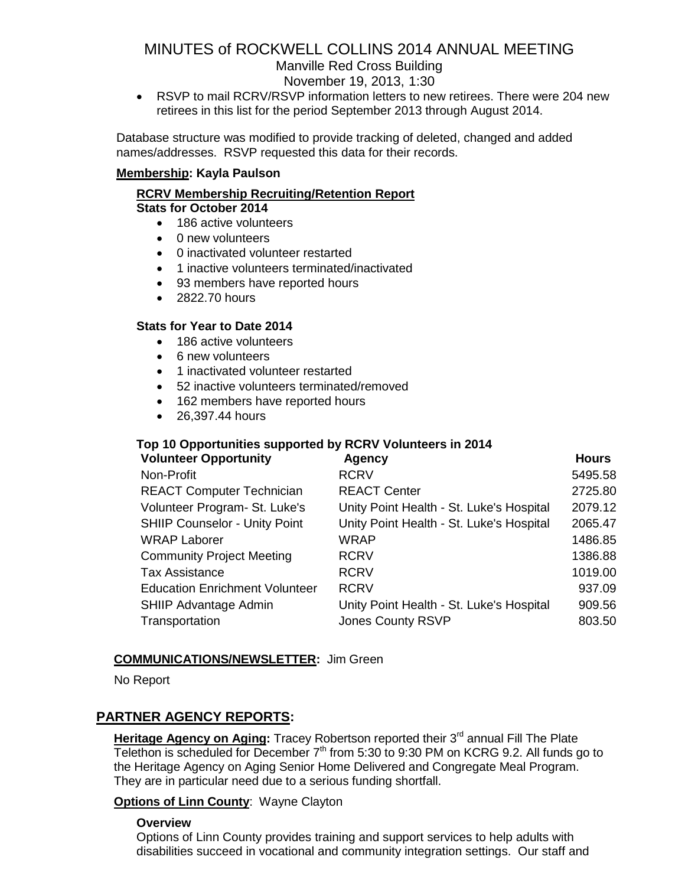- RSVP to mail RCRV/RSVP information letters to new retirees. There were 204 new retirees in this list for the period September 2013 through August 2014.

Database structure was modified to provide tracking of deleted, changed and added names/addresses. RSVP requested this data for their records.

**Membership: Kayla Paulson**

**RCRV Membership Recruiting/Retention Report**
**Stats for October 2014**

- 186 active volunteers
- 0 new volunteers
- 0 inactivated volunteer restarted
- 1 inactive volunteers terminated/inactivated
- 93 members have reported hours
- 2822.70 hours

**Stats for Year to Date 2014**

- 186 active volunteers
- 6 new volunteers
- 1 inactivated volunteer restarted
- 52 inactive volunteers terminated/removed
- 162 members have reported hours
- 26,397.44 hours

**Top 10 Opportunities supported by RCRV Volunteers in 2014**

| Volunteer Opportunity | Agency | Hours |
|---|---|---|
| Non-Profit | RCRV | 5495.58 |
| REACT Computer Technician | REACT Center | 2725.80 |
| Volunteer Program- St. Luke's | Unity Point Health - St. Luke's Hospital | 2079.12 |
| SHIIP Counselor - Unity Point | Unity Point Health - St. Luke's Hospital | 2065.47 |
| WRAP Laborer | WRAP | 1486.85 |
| Community Project Meeting | RCRV | 1386.88 |
| Tax Assistance | RCRV | 1019.00 |
| Education Enrichment Volunteer | RCRV | 937.09 |
| SHIIP Advantage Admin | Unity Point Health - St. Luke's Hospital | 909.56 |
| Transportation | Jones County RSVP | 803.50 |

**COMMUNICATIONS/NEWSLETTER:** Jim Green

No Report

## PARTNER AGENCY REPORTS:

**Heritage Agency on Aging:** Tracey Robertson reported their 3rd annual Fill The Plate Telethon is scheduled for December 7th from 5:30 to 9:30 PM on KCRG 9.2. All funds go to the Heritage Agency on Aging Senior Home Delivered and Congregate Meal Program. They are in particular need due to a serious funding shortfall.

**Options of Linn County**: Wayne Clayton

**Overview**
Options of Linn County provides training and support services to help adults with disabilities succeed in vocational and community integration settings. Our staff and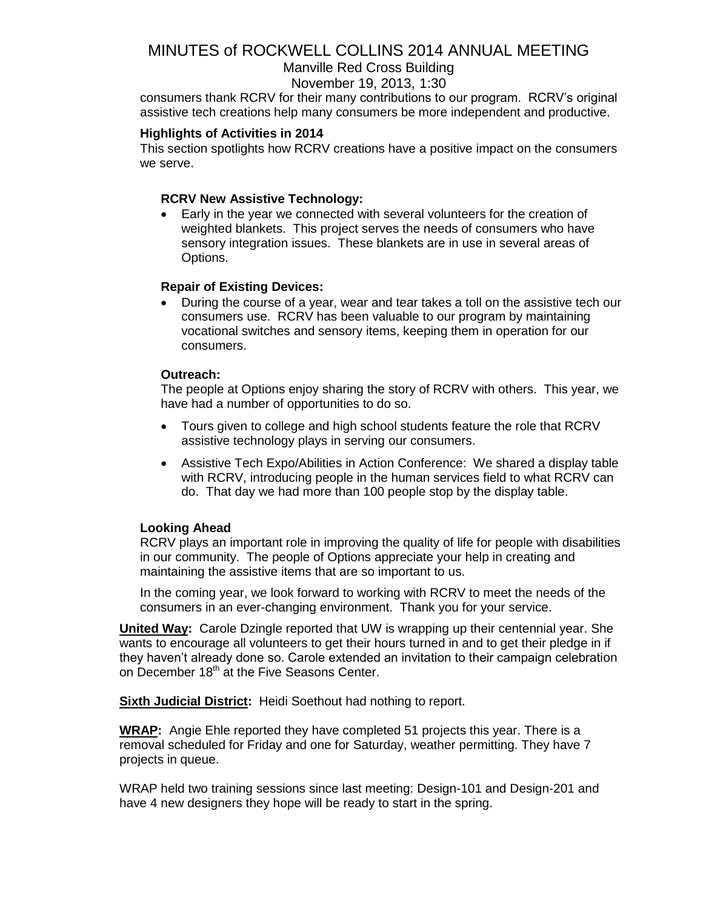consumers thank RCRV for their many contributions to our program. RCRV's original assistive tech creations help many consumers be more independent and productive.

**Highlights of Activities in 2014**

This section spotlights how RCRV creations have a positive impact on the consumers we serve.

**RCRV New Assistive Technology:**

- Early in the year we connected with several volunteers for the creation of weighted blankets. This project serves the needs of consumers who have sensory integration issues. These blankets are in use in several areas of Options.

**Repair of Existing Devices:**

- During the course of a year, wear and tear takes a toll on the assistive tech our consumers use. RCRV has been valuable to our program by maintaining vocational switches and sensory items, keeping them in operation for our consumers.

**Outreach:**

The people at Options enjoy sharing the story of RCRV with others. This year, we have had a number of opportunities to do so.

- Tours given to college and high school students feature the role that RCRV assistive technology plays in serving our consumers.
- Assistive Tech Expo/Abilities in Action Conference: We shared a display table with RCRV, introducing people in the human services field to what RCRV can do. That day we had more than 100 people stop by the display table.

**Looking Ahead**

RCRV plays an important role in improving the quality of life for people with disabilities in our community. The people of Options appreciate your help in creating and maintaining the assistive items that are so important to us.

In the coming year, we look forward to working with RCRV to meet the needs of the consumers in an ever-changing environment. Thank you for your service.

**United Way:** Carole Dzingle reported that UW is wrapping up their centennial year. She wants to encourage all volunteers to get their hours turned in and to get their pledge in if they haven't already done so. Carole extended an invitation to their campaign celebration on December 18th at the Five Seasons Center.

**Sixth Judicial District:** Heidi Soethout had nothing to report.

**WRAP:** Angie Ehle reported they have completed 51 projects this year. There is a removal scheduled for Friday and one for Saturday, weather permitting. They have 7 projects in queue.

WRAP held two training sessions since last meeting: Design-101 and Design-201 and have 4 new designers they hope will be ready to start in the spring.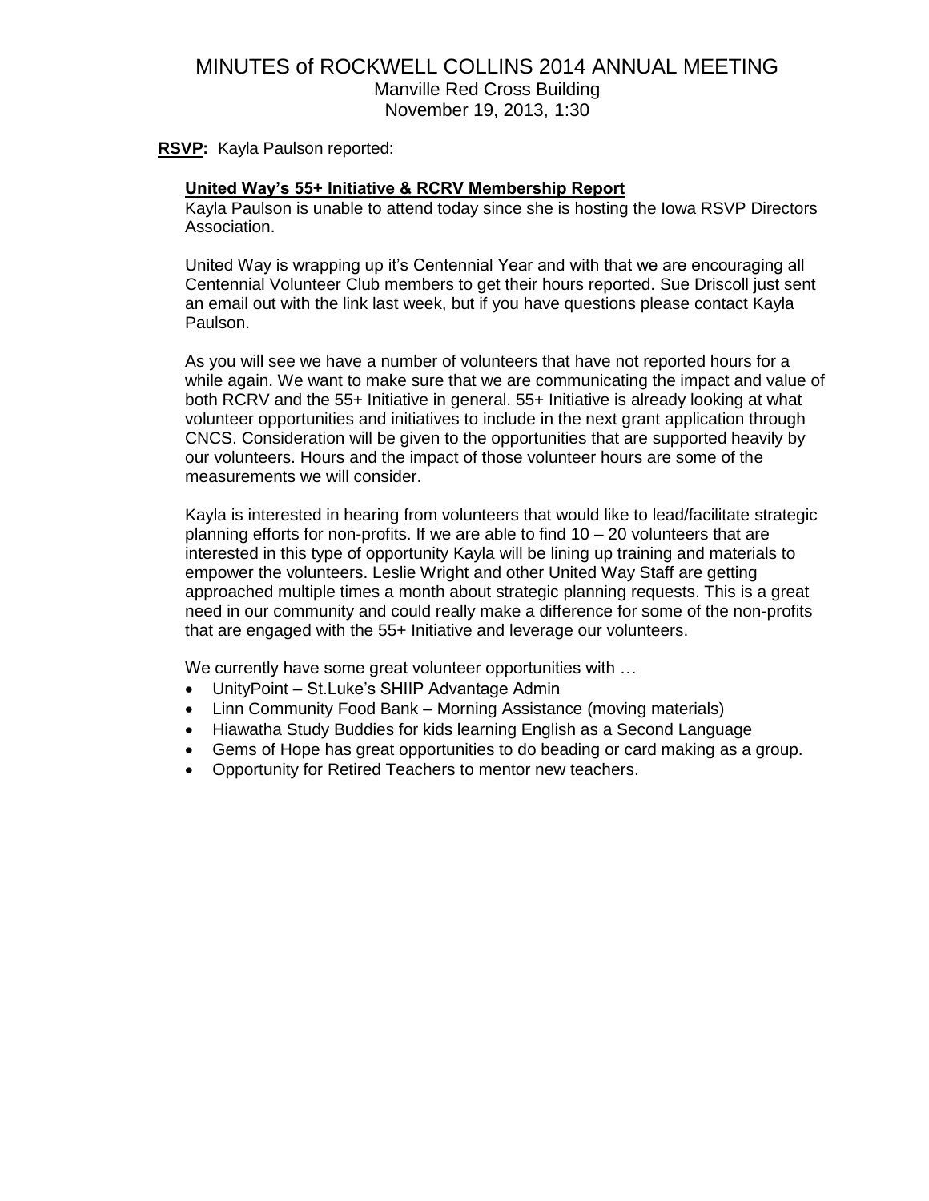# MINUTES of ROCKWELL COLLINS 2014 ANNUAL MEETING

Manville Red Cross Building
November 19, 2013, 1:30

**RSVP:** Kayla Paulson reported:

**United Way's 55+ Initiative & RCRV Membership Report**

Kayla Paulson is unable to attend today since she is hosting the Iowa RSVP Directors Association.

United Way is wrapping up it's Centennial Year and with that we are encouraging all Centennial Volunteer Club members to get their hours reported. Sue Driscoll just sent an email out with the link last week, but if you have questions please contact Kayla Paulson.

As you will see we have a number of volunteers that have not reported hours for a while again. We want to make sure that we are communicating the impact and value of both RCRV and the 55+ Initiative in general. 55+ Initiative is already looking at what volunteer opportunities and initiatives to include in the next grant application through CNCS. Consideration will be given to the opportunities that are supported heavily by our volunteers. Hours and the impact of those volunteer hours are some of the measurements we will consider.

Kayla is interested in hearing from volunteers that would like to lead/facilitate strategic planning efforts for non-profits. If we are able to find 10 – 20 volunteers that are interested in this type of opportunity Kayla will be lining up training and materials to empower the volunteers. Leslie Wright and other United Way Staff are getting approached multiple times a month about strategic planning requests. This is a great need in our community and could really make a difference for some of the non-profits that are engaged with the 55+ Initiative and leverage our volunteers.

We currently have some great volunteer opportunities with …

- UnityPoint – St.Luke's SHIIP Advantage Admin
- Linn Community Food Bank – Morning Assistance (moving materials)
- Hiawatha Study Buddies for kids learning English as a Second Language
- Gems of Hope has great opportunities to do beading or card making as a group.
- Opportunity for Retired Teachers to mentor new teachers.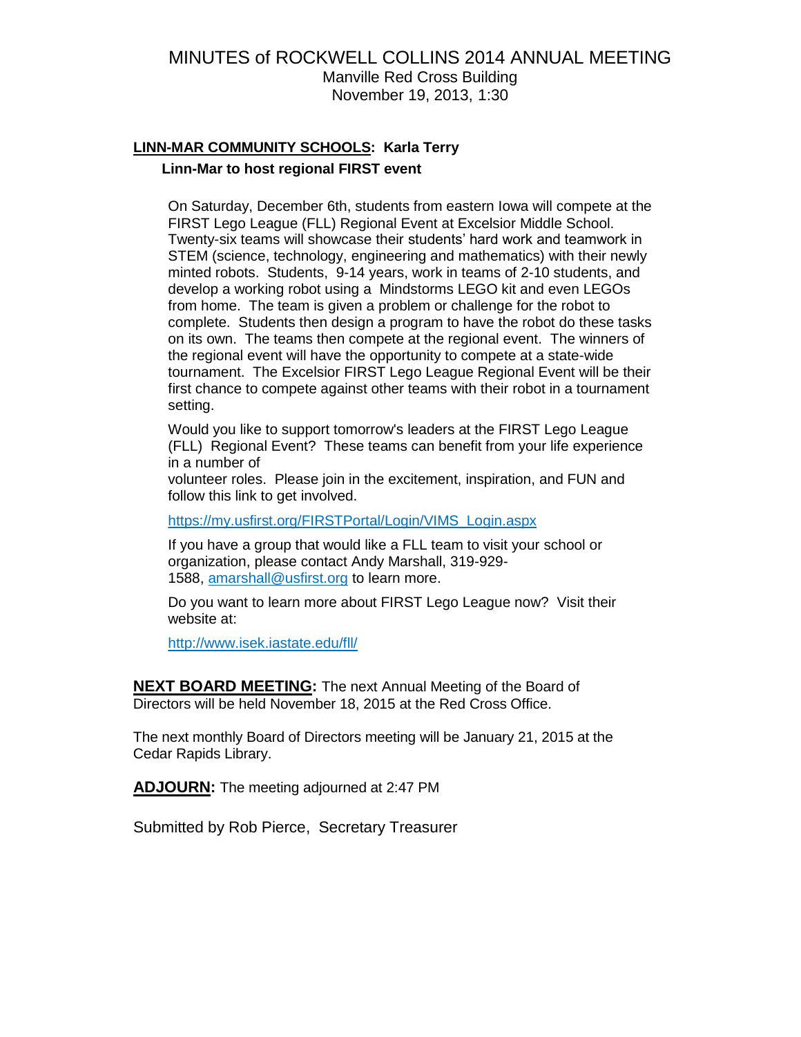# MINUTES of ROCKWELL COLLINS 2014 ANNUAL MEETING

Manville Red Cross Building
November 19, 2013, 1:30

**<u>LINN-MAR COMMUNITY SCHOOLS</u>: Karla Terry**

**Linn-Mar to host regional FIRST event**

On Saturday, December 6th, students from eastern Iowa will compete at the FIRST Lego League (FLL) Regional Event at Excelsior Middle School. Twenty-six teams will showcase their students' hard work and teamwork in STEM (science, technology, engineering and mathematics) with their newly minted robots. Students, 9-14 years, work in teams of 2-10 students, and develop a working robot using a Mindstorms LEGO kit and even LEGOs from home. The team is given a problem or challenge for the robot to complete. Students then design a program to have the robot do these tasks on its own. The teams then compete at the regional event. The winners of the regional event will have the opportunity to compete at a state-wide tournament. The Excelsior FIRST Lego League Regional Event will be their first chance to compete against other teams with their robot in a tournament setting.

Would you like to support tomorrow's leaders at the FIRST Lego League (FLL) Regional Event? These teams can benefit from your life experience in a number of volunteer roles. Please join in the excitement, inspiration, and FUN and follow this link to get involved.

https://my.usfirst.org/FIRSTPortal/Login/VIMS_Login.aspx

If you have a group that would like a FLL team to visit your school or organization, please contact Andy Marshall, 319-929-1588, amarshall@usfirst.org to learn more.

Do you want to learn more about FIRST Lego League now? Visit their website at:

http://www.isek.iastate.edu/fll/

**<u>NEXT BOARD MEETING</u>:** The next Annual Meeting of the Board of Directors will be held November 18, 2015 at the Red Cross Office.

The next monthly Board of Directors meeting will be January 21, 2015 at the Cedar Rapids Library.

**<u>ADJOURN</u>:** The meeting adjourned at 2:47 PM

Submitted by Rob Pierce, Secretary Treasurer